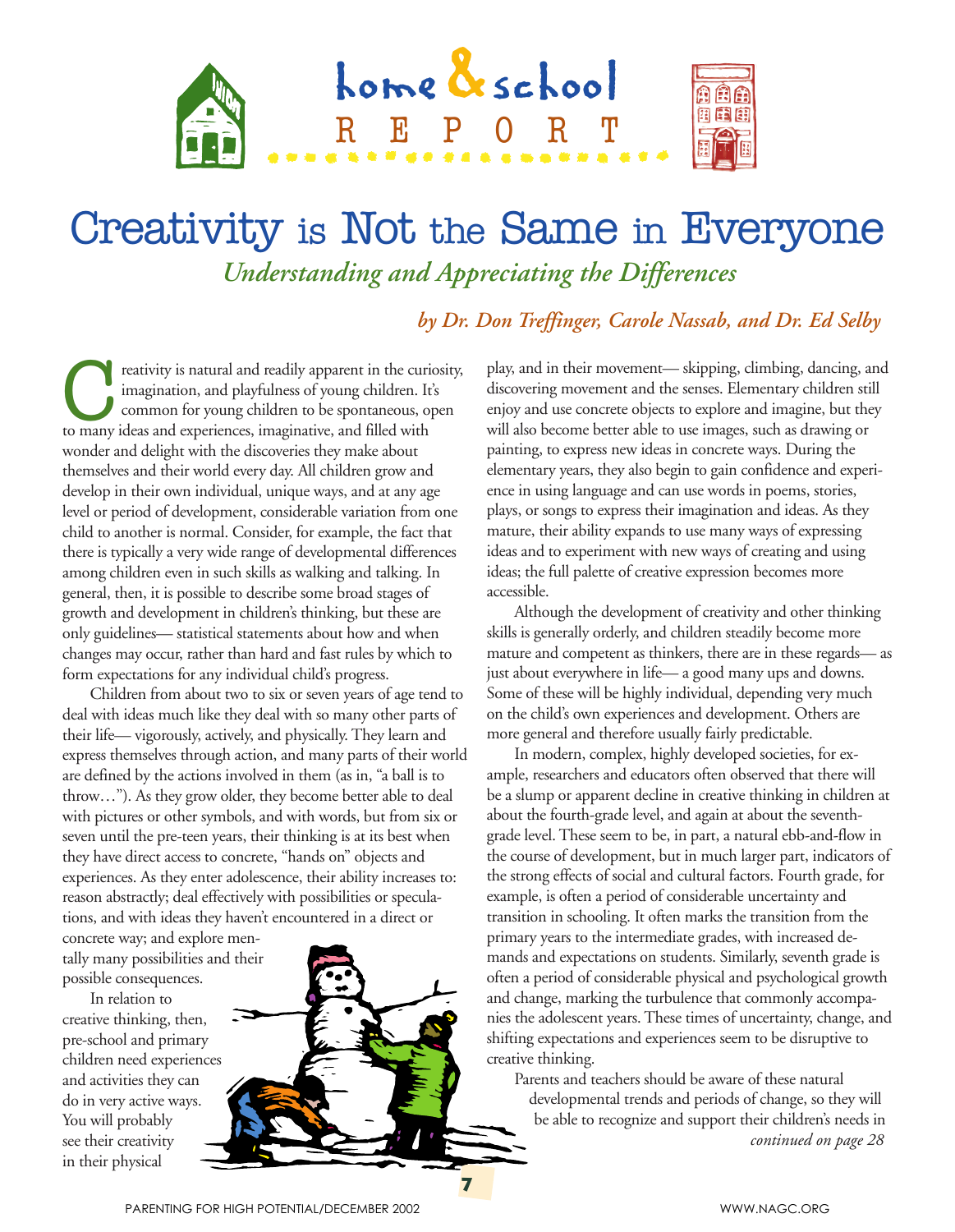home & school REPORT

# Creativity is Not the Same in Everyone

## *Understanding and Appreciating the Differences*

*by Dr. Don Treffinger, Carole Nassab, and Dr. Ed Selby*

Creativity is natural and readily apparent in the curiosity, imagination, and playfulness of young children. It's common for young children to be spontaneous, open to many ideas and experiences, imaginative, and filled with wonder and delight with the discoveries they make about themselves and their world every day. All children grow and develop in their own individual, unique ways, and at any age level or period of development, considerable variation from one child to another is normal. Consider, for example, the fact that there is typically a very wide range of developmental differences among children even in such skills as walking and talking. In general, then, it is possible to describe some broad stages of growth and development in children's thinking, but these are only guidelines— statistical statements about how and when changes may occur, rather than hard and fast rules by which to form expectations for any individual child's progress.

Children from about two to six or seven years of age tend to deal with ideas much like they deal with so many other parts of their life— vigorously, actively, and physically. They learn and express themselves through action, and many parts of their world are defined by the actions involved in them (as in, "a ball is to throw…"). As they grow older, they become better able to deal with pictures or other symbols, and with words, but from six or seven until the pre-teen years, their thinking is at its best when they have direct access to concrete, "hands on" objects and experiences. As they enter adolescence, their ability increases to: reason abstractly; deal effectively with possibilities or speculations, and with ideas they haven't encountered in a direct or concrete way; and explore mentally many possibilities and their possible consequences.

In relation to creative thinking, then, pre-school and primary children need experiences and activities they can do in very active ways. You will probably see their creativity in their physical play, and in their movement— skipping, climbing, dancing, and discovering movement and the senses. Elementary children still enjoy and use concrete objects to explore and imagine, but they will also become better able to use images, such as drawing or painting, to express new ideas in concrete ways. During the elementary years, they also begin to gain confidence and experience in using language and can use words in poems, stories, plays, or songs to express their imagination and ideas. As they mature, their ability expands to use many ways of expressing ideas and to experiment with new ways of creating and using ideas; the full palette of creative expression becomes more accessible.

Although the development of creativity and other thinking skills is generally orderly, and children steadily become more mature and competent as thinkers, there are in these regards— as just about everywhere in life— a good many ups and downs. Some of these will be highly individual, depending very much on the child's own experiences and development. Others are more general and therefore usually fairly predictable.

In modern, complex, highly developed societies, for example, researchers and educators often observed that there will be a slump or apparent decline in creative thinking in children at about the fourth-grade level, and again at about the seventh-grade level. These seem to be, in part, a natural ebb-and-flow in the course of development, but in much larger part, indicators of the strong effects of social and cultural factors. Fourth grade, for example, is often a period of considerable uncertainty and transition in schooling. It often marks the transition from the primary years to the intermediate grades, with increased demands and expectations on students. Similarly, seventh grade is often a period of considerable physical and psychological growth and change, marking the turbulence that commonly accompanies the adolescent years. These times of uncertainty, change, and shifting expectations and experiences seem to be disruptive to creative thinking.

Parents and teachers should be aware of these natural developmental trends and periods of change, so they will be able to recognize and support their children's needs in

*continued on page 28*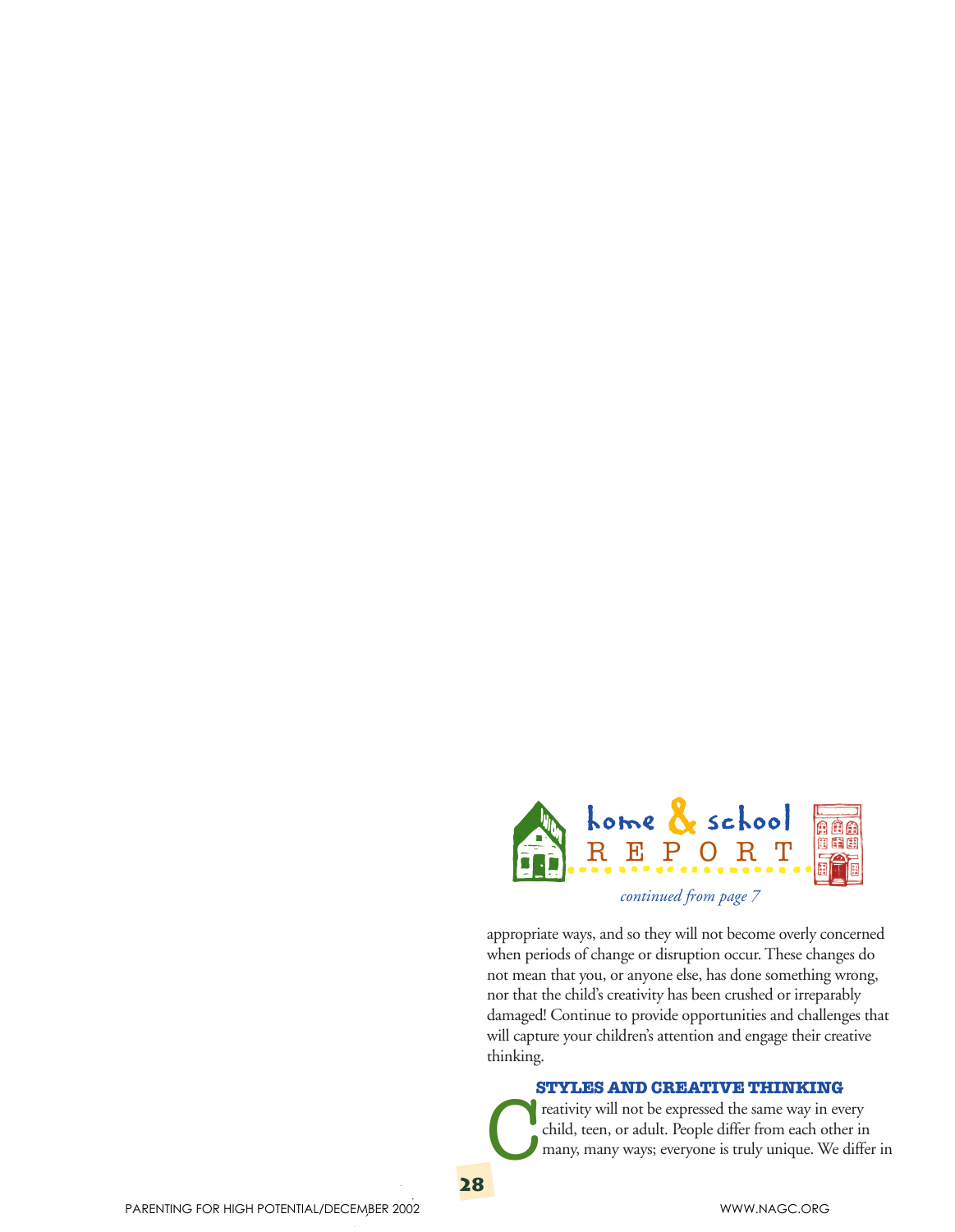## home & school REPORT

*continued from page 7*

appropriate ways, and so they will not become overly concerned when periods of change or disruption occur. These changes do not mean that you, or anyone else, has done something wrong, nor that the child's creativity has been crushed or irreparably damaged! Continue to provide opportunities and challenges that will capture your children's attention and engage their creative thinking.

### STYLES AND CREATIVE THINKING

Creativity will not be expressed the same way in every child, teen, or adult. People differ from each other in many, many ways; everyone is truly unique. We differ in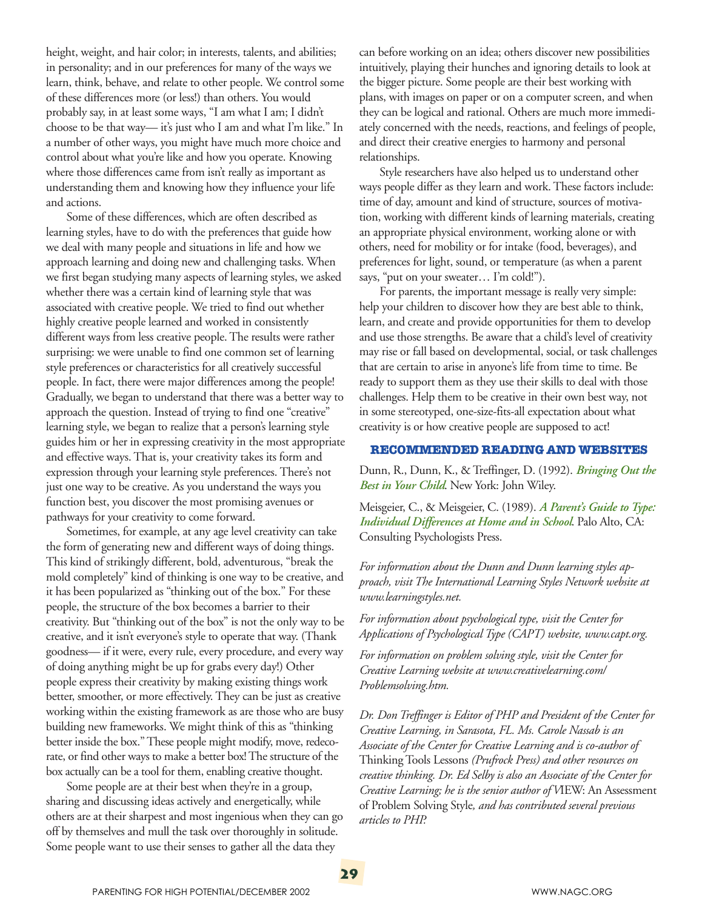height, weight, and hair color; in interests, talents, and abilities; in personality; and in our preferences for many of the ways we learn, think, behave, and relate to other people. We control some of these differences more (or less!) than others. You would probably say, in at least some ways, "I am what I am; I didn't choose to be that way— it's just who I am and what I'm like." In a number of other ways, you might have much more choice and control about what you're like and how you operate. Knowing where those differences came from isn't really as important as understanding them and knowing how they influence your life and actions.

Some of these differences, which are often described as learning styles, have to do with the preferences that guide how we deal with many people and situations in life and how we approach learning and doing new and challenging tasks. When we first began studying many aspects of learning styles, we asked whether there was a certain kind of learning style that was associated with creative people. We tried to find out whether highly creative people learned and worked in consistently different ways from less creative people. The results were rather surprising: we were unable to find one common set of learning style preferences or characteristics for all creatively successful people. In fact, there were major differences among the people! Gradually, we began to understand that there was a better way to approach the question. Instead of trying to find one "creative" learning style, we began to realize that a person's learning style guides him or her in expressing creativity in the most appropriate and effective ways. That is, your creativity takes its form and expression through your learning style preferences. There's not just one way to be creative. As you understand the ways you function best, you discover the most promising avenues or pathways for your creativity to come forward.

Sometimes, for example, at any age level creativity can take the form of generating new and different ways of doing things. This kind of strikingly different, bold, adventurous, "break the mold completely" kind of thinking is one way to be creative, and it has been popularized as "thinking out of the box." For these people, the structure of the box becomes a barrier to their creativity. But "thinking out of the box" is not the only way to be creative, and it isn't everyone's style to operate that way. (Thank goodness— if it were, every rule, every procedure, and every way of doing anything might be up for grabs every day!) Other people express their creativity by making existing things work better, smoother, or more effectively. They can be just as creative working within the existing framework as are those who are busy building new frameworks. We might think of this as "thinking better inside the box." These people might modify, move, redecorate, or find other ways to make a better box! The structure of the box actually can be a tool for them, enabling creative thought.

Some people are at their best when they're in a group, sharing and discussing ideas actively and energetically, while others are at their sharpest and most ingenious when they can go off by themselves and mull the task over thoroughly in solitude. Some people want to use their senses to gather all the data they can before working on an idea; others discover new possibilities intuitively, playing their hunches and ignoring details to look at the bigger picture. Some people are their best working with plans, with images on paper or on a computer screen, and when they can be logical and rational. Others are much more immediately concerned with the needs, reactions, and feelings of people, and direct their creative energies to harmony and personal relationships.

Style researchers have also helped us to understand other ways people differ as they learn and work. These factors include: time of day, amount and kind of structure, sources of motivation, working with different kinds of learning materials, creating an appropriate physical environment, working alone or with others, need for mobility or for intake (food, beverages), and preferences for light, sound, or temperature (as when a parent says, "put on your sweater… I'm cold!").

For parents, the important message is really very simple: help your children to discover how they are best able to think, learn, and create and provide opportunities for them to develop and use those strengths. Be aware that a child's level of creativity may rise or fall based on developmental, social, or task challenges that are certain to arise in anyone's life from time to time. Be ready to support them as they use their skills to deal with those challenges. Help them to be creative in their own best way, not in some stereotyped, one-size-fits-all expectation about what creativity is or how creative people are supposed to act!

## RECOMMENDED READING AND WEBSITES

Dunn, R., Dunn, K., & Treffinger, D. (1992). ***Bringing Out the Best in Your Child***. New York: John Wiley.

Meisgeier, C., & Meisgeier, C. (1989). ***A Parent's Guide to Type: Individual Differences at Home and in School***. Palo Alto, CA: Consulting Psychologists Press.

*For information about the Dunn and Dunn learning styles approach, visit The International Learning Styles Network website at www.learningstyles.net.*

*For information about psychological type, visit the Center for Applications of Psychological Type (CAPT) website, www.capt.org.*

*For information on problem solving style, visit the Center for Creative Learning website at www.creativelearning.com/Problemsolving.htm.*

*Dr. Don Treffinger is Editor of PHP and President of the Center for Creative Learning, in Sarasota, FL. Ms. Carole Nassab is an Associate of the Center for Creative Learning and is co-author of* Thinking Tools Lessons *(Prufrock Press) and other resources on creative thinking. Dr. Ed Selby is also an Associate of the Center for Creative Learning; he is the senior author of* VIEW: An Assessment of Problem Solving Style*, and has contributed several previous articles to PHP.*